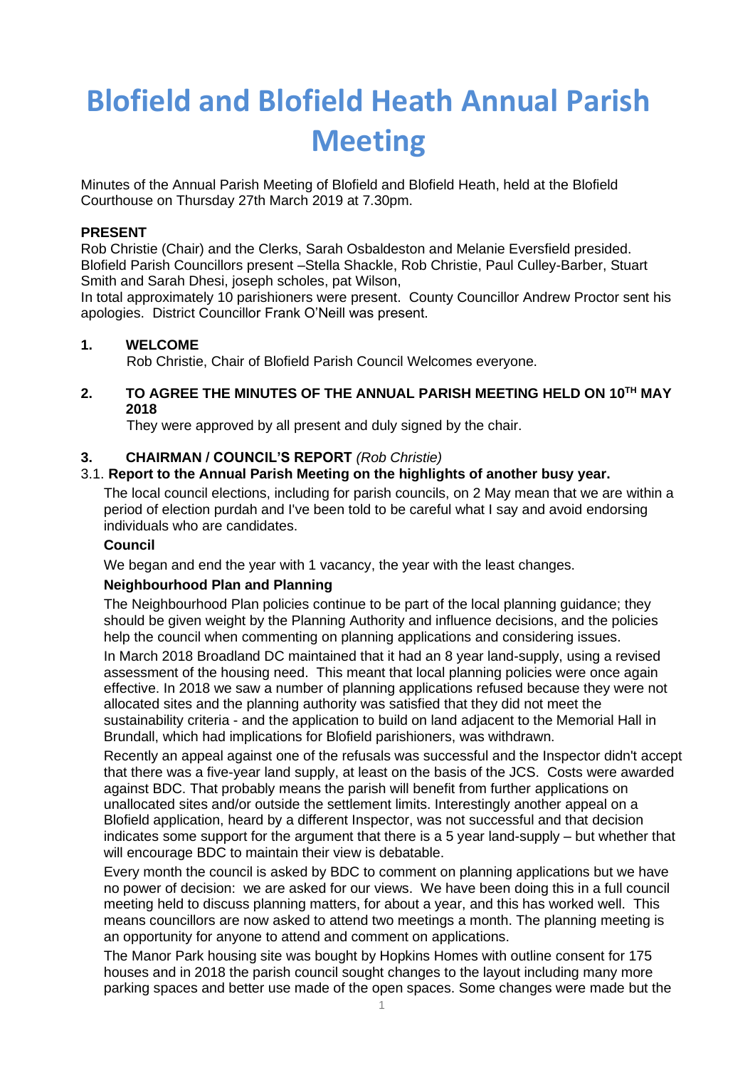# Blofield and Blofield Heath Annual Parish Meeting

Minutes of the Annual Parish Meeting of Blofield and Blofield Heath, held at the Blofield Courthouse on Thursday 27th March 2019 at 7.30pm.

**PRESENT**

Rob Christie (Chair) and the Clerks, Sarah Osbaldeston and Melanie Eversfield presided. Blofield Parish Councillors present –Stella Shackle, Rob Christie, Paul Culley-Barber, Stuart Smith and Sarah Dhesi, joseph scholes, pat Wilson,

In total approximately 10 parishioners were present. County Councillor Andrew Proctor sent his apologies. District Councillor Frank O'Neill was present.

**1. WELCOME**

Rob Christie, Chair of Blofield Parish Council Welcomes everyone.

**2. TO AGREE THE MINUTES OF THE ANNUAL PARISH MEETING HELD ON 10TH MAY 2018**

They were approved by all present and duly signed by the chair.

**3. CHAIRMAN / COUNCIL'S REPORT** *(Rob Christie)*

3.1. **Report to the Annual Parish Meeting on the highlights of another busy year.**

The local council elections, including for parish councils, on 2 May mean that we are within a period of election purdah and I've been told to be careful what I say and avoid endorsing individuals who are candidates.

**Council**

We began and end the year with 1 vacancy, the year with the least changes.

**Neighbourhood Plan and Planning**

The Neighbourhood Plan policies continue to be part of the local planning guidance; they should be given weight by the Planning Authority and influence decisions, and the policies help the council when commenting on planning applications and considering issues.

In March 2018 Broadland DC maintained that it had an 8 year land-supply, using a revised assessment of the housing need. This meant that local planning policies were once again effective. In 2018 we saw a number of planning applications refused because they were not allocated sites and the planning authority was satisfied that they did not meet the sustainability criteria - and the application to build on land adjacent to the Memorial Hall in Brundall, which had implications for Blofield parishioners, was withdrawn.

Recently an appeal against one of the refusals was successful and the Inspector didn't accept that there was a five-year land supply, at least on the basis of the JCS. Costs were awarded against BDC. That probably means the parish will benefit from further applications on unallocated sites and/or outside the settlement limits. Interestingly another appeal on a Blofield application, heard by a different Inspector, was not successful and that decision indicates some support for the argument that there is a 5 year land-supply – but whether that will encourage BDC to maintain their view is debatable.

Every month the council is asked by BDC to comment on planning applications but we have no power of decision: we are asked for our views. We have been doing this in a full council meeting held to discuss planning matters, for about a year, and this has worked well. This means councillors are now asked to attend two meetings a month. The planning meeting is an opportunity for anyone to attend and comment on applications.

The Manor Park housing site was bought by Hopkins Homes with outline consent for 175 houses and in 2018 the parish council sought changes to the layout including many more parking spaces and better use made of the open spaces. Some changes were made but the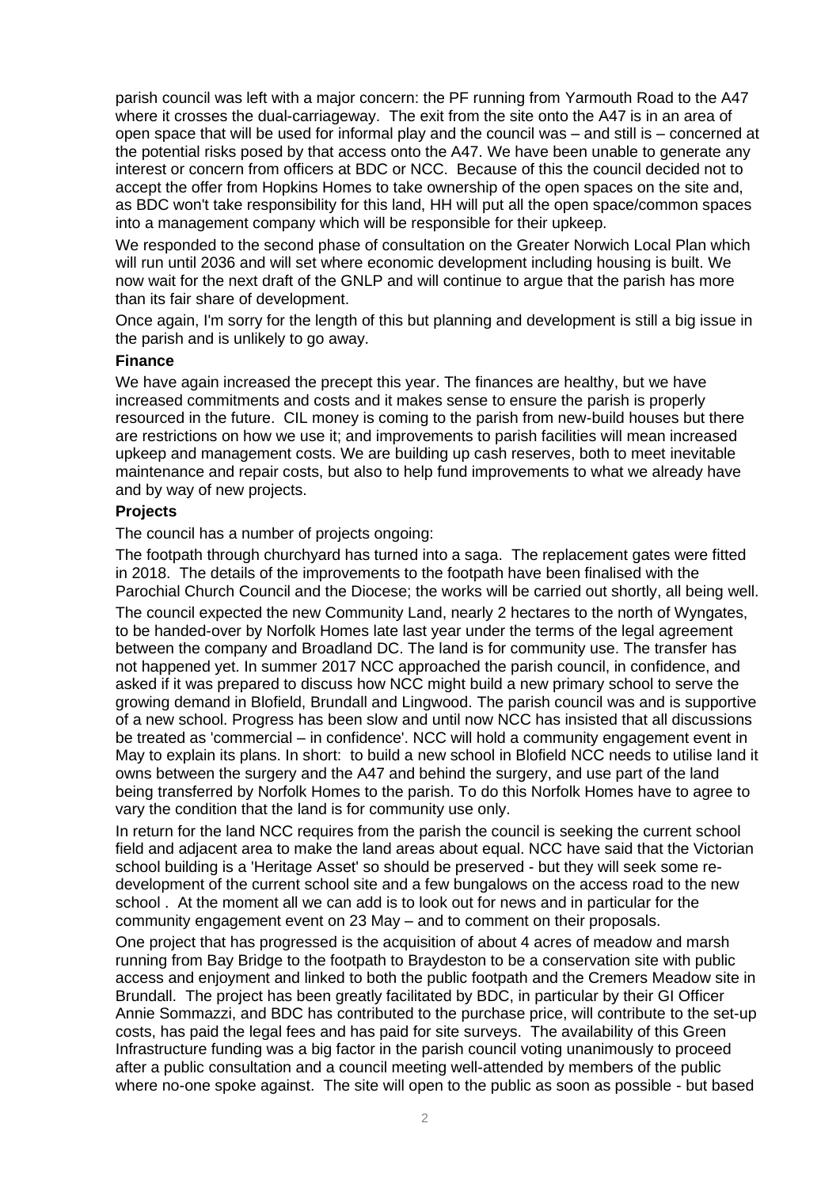parish council was left with a major concern: the PF running from Yarmouth Road to the A47 where it crosses the dual-carriageway. The exit from the site onto the A47 is in an area of open space that will be used for informal play and the council was – and still is – concerned at the potential risks posed by that access onto the A47. We have been unable to generate any interest or concern from officers at BDC or NCC. Because of this the council decided not to accept the offer from Hopkins Homes to take ownership of the open spaces on the site and, as BDC won't take responsibility for this land, HH will put all the open space/common spaces into a management company which will be responsible for their upkeep.

We responded to the second phase of consultation on the Greater Norwich Local Plan which will run until 2036 and will set where economic development including housing is built. We now wait for the next draft of the GNLP and will continue to argue that the parish has more than its fair share of development.

Once again, I'm sorry for the length of this but planning and development is still a big issue in the parish and is unlikely to go away.

**Finance**

We have again increased the precept this year. The finances are healthy, but we have increased commitments and costs and it makes sense to ensure the parish is properly resourced in the future. CIL money is coming to the parish from new-build houses but there are restrictions on how we use it; and improvements to parish facilities will mean increased upkeep and management costs. We are building up cash reserves, both to meet inevitable maintenance and repair costs, but also to help fund improvements to what we already have and by way of new projects.

**Projects**

The council has a number of projects ongoing:

The footpath through churchyard has turned into a saga. The replacement gates were fitted in 2018. The details of the improvements to the footpath have been finalised with the Parochial Church Council and the Diocese; the works will be carried out shortly, all being well.

The council expected the new Community Land, nearly 2 hectares to the north of Wyngates, to be handed-over by Norfolk Homes late last year under the terms of the legal agreement between the company and Broadland DC. The land is for community use. The transfer has not happened yet. In summer 2017 NCC approached the parish council, in confidence, and asked if it was prepared to discuss how NCC might build a new primary school to serve the growing demand in Blofield, Brundall and Lingwood. The parish council was and is supportive of a new school. Progress has been slow and until now NCC has insisted that all discussions be treated as 'commercial – in confidence'. NCC will hold a community engagement event in May to explain its plans. In short: to build a new school in Blofield NCC needs to utilise land it owns between the surgery and the A47 and behind the surgery, and use part of the land being transferred by Norfolk Homes to the parish. To do this Norfolk Homes have to agree to vary the condition that the land is for community use only.

In return for the land NCC requires from the parish the council is seeking the current school field and adjacent area to make the land areas about equal. NCC have said that the Victorian school building is a 'Heritage Asset' so should be preserved - but they will seek some re-development of the current school site and a few bungalows on the access road to the new school . At the moment all we can add is to look out for news and in particular for the community engagement event on 23 May – and to comment on their proposals.

One project that has progressed is the acquisition of about 4 acres of meadow and marsh running from Bay Bridge to the footpath to Braydeston to be a conservation site with public access and enjoyment and linked to both the public footpath and the Cremers Meadow site in Brundall. The project has been greatly facilitated by BDC, in particular by their GI Officer Annie Sommazzi, and BDC has contributed to the purchase price, will contribute to the set-up costs, has paid the legal fees and has paid for site surveys. The availability of this Green Infrastructure funding was a big factor in the parish council voting unanimously to proceed after a public consultation and a council meeting well-attended by members of the public where no-one spoke against. The site will open to the public as soon as possible - but based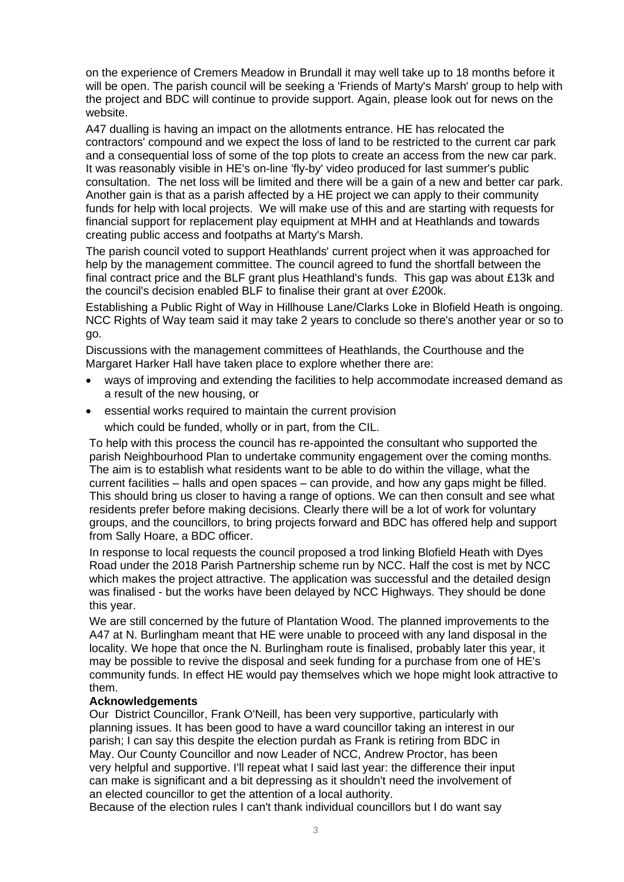on the experience of Cremers Meadow in Brundall it may well take up to 18 months before it will be open. The parish council will be seeking a 'Friends of Marty's Marsh' group to help with the project and BDC will continue to provide support. Again, please look out for news on the website.

A47 dualling is having an impact on the allotments entrance. HE has relocated the contractors' compound and we expect the loss of land to be restricted to the current car park and a consequential loss of some of the top plots to create an access from the new car park. It was reasonably visible in HE's on-line 'fly-by' video produced for last summer's public consultation. The net loss will be limited and there will be a gain of a new and better car park. Another gain is that as a parish affected by a HE project we can apply to their community funds for help with local projects. We will make use of this and are starting with requests for financial support for replacement play equipment at MHH and at Heathlands and towards creating public access and footpaths at Marty's Marsh.

The parish council voted to support Heathlands' current project when it was approached for help by the management committee. The council agreed to fund the shortfall between the final contract price and the BLF grant plus Heathland's funds. This gap was about £13k and the council's decision enabled BLF to finalise their grant at over £200k.

Establishing a Public Right of Way in Hillhouse Lane/Clarks Loke in Blofield Heath is ongoing. NCC Rights of Way team said it may take 2 years to conclude so there's another year or so to go.

Discussions with the management committees of Heathlands, the Courthouse and the Margaret Harker Hall have taken place to explore whether there are:

- ways of improving and extending the facilities to help accommodate increased demand as a result of the new housing, or
- essential works required to maintain the current provision

which could be funded, wholly or in part, from the CIL.

To help with this process the council has re-appointed the consultant who supported the parish Neighbourhood Plan to undertake community engagement over the coming months. The aim is to establish what residents want to be able to do within the village, what the current facilities – halls and open spaces – can provide, and how any gaps might be filled. This should bring us closer to having a range of options. We can then consult and see what residents prefer before making decisions. Clearly there will be a lot of work for voluntary groups, and the councillors, to bring projects forward and BDC has offered help and support from Sally Hoare, a BDC officer.

In response to local requests the council proposed a trod linking Blofield Heath with Dyes Road under the 2018 Parish Partnership scheme run by NCC. Half the cost is met by NCC which makes the project attractive. The application was successful and the detailed design was finalised - but the works have been delayed by NCC Highways. They should be done this year.

We are still concerned by the future of Plantation Wood. The planned improvements to the A47 at N. Burlingham meant that HE were unable to proceed with any land disposal in the locality. We hope that once the N. Burlingham route is finalised, probably later this year, it may be possible to revive the disposal and seek funding for a purchase from one of HE's community funds. In effect HE would pay themselves which we hope might look attractive to them.

**Acknowledgements**

Our District Councillor, Frank O'Neill, has been very supportive, particularly with planning issues. It has been good to have a ward councillor taking an interest in our parish; I can say this despite the election purdah as Frank is retiring from BDC in May. Our County Councillor and now Leader of NCC, Andrew Proctor, has been very helpful and supportive. I'll repeat what I said last year: the difference their input can make is significant and a bit depressing as it shouldn't need the involvement of an elected councillor to get the attention of a local authority.

Because of the election rules I can't thank individual councillors but I do want say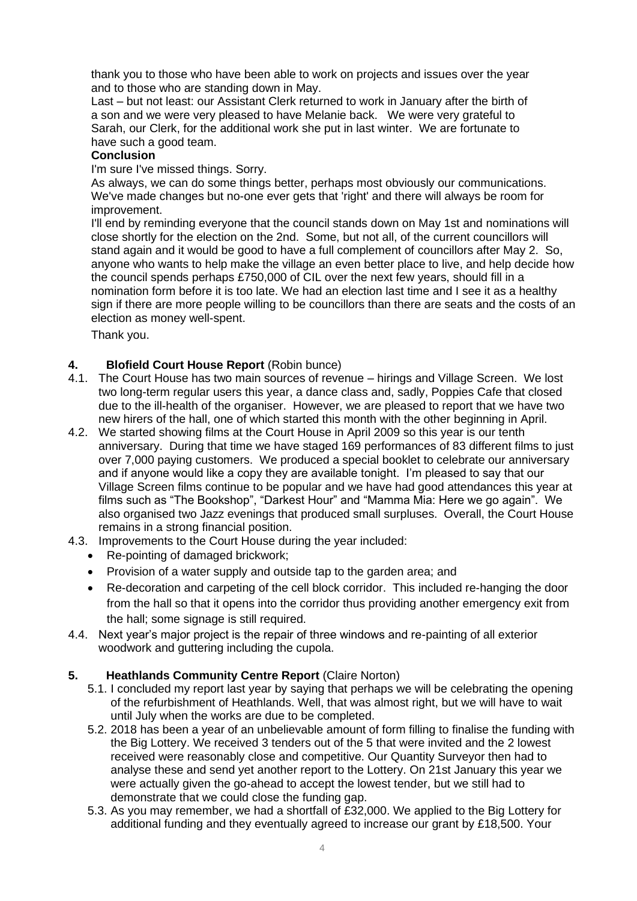thank you to those who have been able to work on projects and issues over the year and to those who are standing down in May.

Last – but not least: our Assistant Clerk returned to work in January after the birth of a son and we were very pleased to have Melanie back. We were very grateful to Sarah, our Clerk, for the additional work she put in last winter. We are fortunate to have such a good team.

**Conclusion**

I'm sure I've missed things. Sorry.

As always, we can do some things better, perhaps most obviously our communications. We've made changes but no-one ever gets that 'right' and there will always be room for improvement.

I'll end by reminding everyone that the council stands down on May 1st and nominations will close shortly for the election on the 2nd. Some, but not all, of the current councillors will stand again and it would be good to have a full complement of councillors after May 2. So, anyone who wants to help make the village an even better place to live, and help decide how the council spends perhaps £750,000 of CIL over the next few years, should fill in a nomination form before it is too late. We had an election last time and I see it as a healthy sign if there are more people willing to be councillors than there are seats and the costs of an election as money well-spent.

Thank you.

## 4. Blofield Court House Report (Robin bunce)

4.1. The Court House has two main sources of revenue – hirings and Village Screen. We lost two long-term regular users this year, a dance class and, sadly, Poppies Cafe that closed due to the ill-health of the organiser. However, we are pleased to report that we have two new hirers of the hall, one of which started this month with the other beginning in April.

4.2. We started showing films at the Court House in April 2009 so this year is our tenth anniversary. During that time we have staged 169 performances of 83 different films to just over 7,000 paying customers. We produced a special booklet to celebrate our anniversary and if anyone would like a copy they are available tonight. I'm pleased to say that our Village Screen films continue to be popular and we have had good attendances this year at films such as "The Bookshop", "Darkest Hour" and "Mamma Mia: Here we go again". We also organised two Jazz evenings that produced small surpluses. Overall, the Court House remains in a strong financial position.

4.3. Improvements to the Court House during the year included:

- Re-pointing of damaged brickwork;
- Provision of a water supply and outside tap to the garden area; and
- Re-decoration and carpeting of the cell block corridor. This included re-hanging the door from the hall so that it opens into the corridor thus providing another emergency exit from the hall; some signage is still required.

4.4. Next year's major project is the repair of three windows and re-painting of all exterior woodwork and guttering including the cupola.

## 5. Heathlands Community Centre Report (Claire Norton)

5.1. I concluded my report last year by saying that perhaps we will be celebrating the opening of the refurbishment of Heathlands. Well, that was almost right, but we will have to wait until July when the works are due to be completed.

5.2. 2018 has been a year of an unbelievable amount of form filling to finalise the funding with the Big Lottery. We received 3 tenders out of the 5 that were invited and the 2 lowest received were reasonably close and competitive. Our Quantity Surveyor then had to analyse these and send yet another report to the Lottery. On 21st January this year we were actually given the go-ahead to accept the lowest tender, but we still had to demonstrate that we could close the funding gap.

5.3. As you may remember, we had a shortfall of £32,000. We applied to the Big Lottery for additional funding and they eventually agreed to increase our grant by £18,500. Your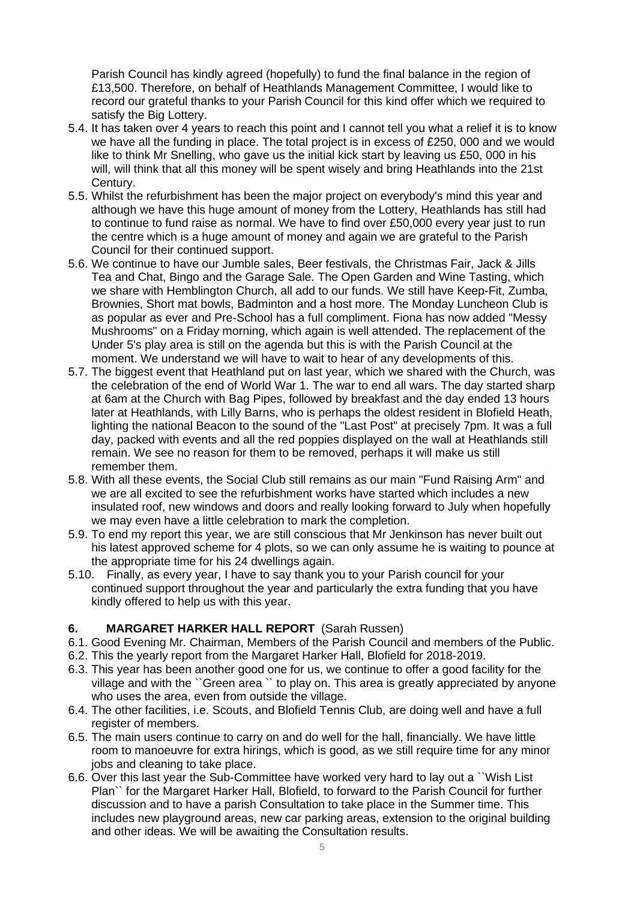Parish Council has kindly agreed (hopefully) to fund the final balance in the region of £13,500. Therefore, on behalf of Heathlands Management Committee, I would like to record our grateful thanks to your Parish Council for this kind offer which we required to satisfy the Big Lottery.

5.4. It has taken over 4 years to reach this point and I cannot tell you what a relief it is to know we have all the funding in place. The total project is in excess of £250, 000 and we would like to think Mr Snelling, who gave us the initial kick start by leaving us £50, 000 in his will, will think that all this money will be spent wisely and bring Heathlands into the 21st Century.

5.5. Whilst the refurbishment has been the major project on everybody's mind this year and although we have this huge amount of money from the Lottery, Heathlands has still had to continue to fund raise as normal. We have to find over £50,000 every year just to run the centre which is a huge amount of money and again we are grateful to the Parish Council for their continued support.

5.6. We continue to have our Jumble sales, Beer festivals, the Christmas Fair, Jack & Jills Tea and Chat, Bingo and the Garage Sale. The Open Garden and Wine Tasting, which we share with Hemblington Church, all add to our funds. We still have Keep-Fit, Zumba, Brownies, Short mat bowls, Badminton and a host more. The Monday Luncheon Club is as popular as ever and Pre-School has a full compliment. Fiona has now added "Messy Mushrooms" on a Friday morning, which again is well attended. The replacement of the Under 5's play area is still on the agenda but this is with the Parish Council at the moment. We understand we will have to wait to hear of any developments of this.

5.7. The biggest event that Heathland put on last year, which we shared with the Church, was the celebration of the end of World War 1. The war to end all wars. The day started sharp at 6am at the Church with Bag Pipes, followed by breakfast and the day ended 13 hours later at Heathlands, with Lilly Barns, who is perhaps the oldest resident in Blofield Heath, lighting the national Beacon to the sound of the "Last Post" at precisely 7pm. It was a full day, packed with events and all the red poppies displayed on the wall at Heathlands still remain. We see no reason for them to be removed, perhaps it will make us still remember them.

5.8. With all these events, the Social Club still remains as our main "Fund Raising Arm" and we are all excited to see the refurbishment works have started which includes a new insulated roof, new windows and doors and really looking forward to July when hopefully we may even have a little celebration to mark the completion.

5.9. To end my report this year, we are still conscious that Mr Jenkinson has never built out his latest approved scheme for 4 plots, so we can only assume he is waiting to pounce at the appropriate time for his 24 dwellings again.

5.10. Finally, as every year, I have to say thank you to your Parish council for your continued support throughout the year and particularly the extra funding that you have kindly offered to help us with this year.

## 6. **MARGARET HARKER HALL REPORT** (Sarah Russen)

6.1. Good Evening Mr. Chairman, Members of the Parish Council and members of the Public.

6.2. This the yearly report from the Margaret Harker Hall, Blofield for 2018-2019.

6.3. This year has been another good one for us, we continue to offer a good facility for the village and with the ``Green area `` to play on. This area is greatly appreciated by anyone who uses the area, even from outside the village.

6.4. The other facilities, i.e. Scouts, and Blofield Tennis Club, are doing well and have a full register of members.

6.5. The main users continue to carry on and do well for the hall, financially. We have little room to manoeuvre for extra hirings, which is good, as we still require time for any minor jobs and cleaning to take place.

6.6. Over this last year the Sub-Committee have worked very hard to lay out a ``Wish List Plan`` for the Margaret Harker Hall, Blofield, to forward to the Parish Council for further discussion and to have a parish Consultation to take place in the Summer time. This includes new playground areas, new car parking areas, extension to the original building and other ideas. We will be awaiting the Consultation results.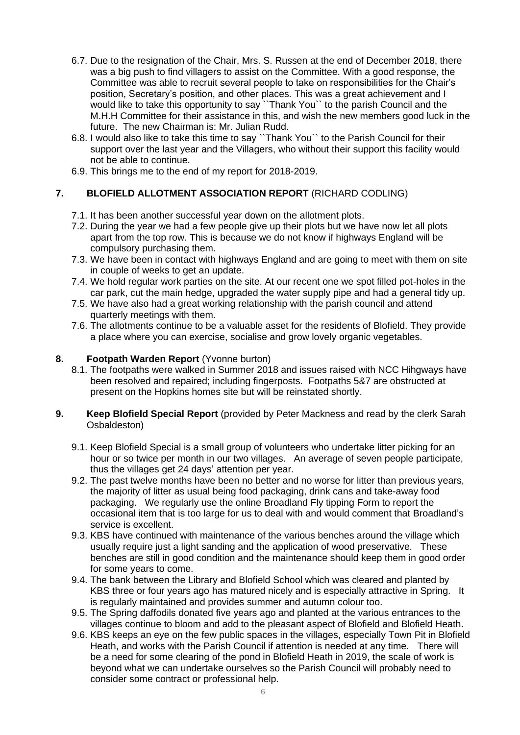6.7. Due to the resignation of the Chair, Mrs. S. Russen at the end of December 2018, there was a big push to find villagers to assist on the Committee. With a good response, the Committee was able to recruit several people to take on responsibilities for the Chair's position, Secretary's position, and other places. This was a great achievement and I would like to take this opportunity to say ``Thank You`` to the parish Council and the M.H.H Committee for their assistance in this, and wish the new members good luck in the future. The new Chairman is: Mr. Julian Rudd.

6.8. I would also like to take this time to say ``Thank You`` to the Parish Council for their support over the last year and the Villagers, who without their support this facility would not be able to continue.

6.9. This brings me to the end of my report for 2018-2019.

## 7. BLOFIELD ALLOTMENT ASSOCIATION REPORT (RICHARD CODLING)

7.1. It has been another successful year down on the allotment plots.

7.2. During the year we had a few people give up their plots but we have now let all plots apart from the top row. This is because we do not know if highways England will be compulsory purchasing them.

7.3. We have been in contact with highways England and are going to meet with them on site in couple of weeks to get an update.

7.4. We hold regular work parties on the site. At our recent one we spot filled pot-holes in the car park, cut the main hedge, upgraded the water supply pipe and had a general tidy up.

7.5. We have also had a great working relationship with the parish council and attend quarterly meetings with them.

7.6. The allotments continue to be a valuable asset for the residents of Blofield. They provide a place where you can exercise, socialise and grow lovely organic vegetables.

## 8. Footpath Warden Report (Yvonne burton)

8.1. The footpaths were walked in Summer 2018 and issues raised with NCC Hihgways have been resolved and repaired; including fingerposts. Footpaths 5&7 are obstructed at present on the Hopkins homes site but will be reinstated shortly.

## 9. Keep Blofield Special Report (provided by Peter Mackness and read by the clerk Sarah Osbaldeston)

9.1. Keep Blofield Special is a small group of volunteers who undertake litter picking for an hour or so twice per month in our two villages. An average of seven people participate, thus the villages get 24 days' attention per year.

9.2. The past twelve months have been no better and no worse for litter than previous years, the majority of litter as usual being food packaging, drink cans and take-away food packaging. We regularly use the online Broadland Fly tipping Form to report the occasional item that is too large for us to deal with and would comment that Broadland's service is excellent.

9.3. KBS have continued with maintenance of the various benches around the village which usually require just a light sanding and the application of wood preservative. These benches are still in good condition and the maintenance should keep them in good order for some years to come.

9.4. The bank between the Library and Blofield School which was cleared and planted by KBS three or four years ago has matured nicely and is especially attractive in Spring. It is regularly maintained and provides summer and autumn colour too.

9.5. The Spring daffodils donated five years ago and planted at the various entrances to the villages continue to bloom and add to the pleasant aspect of Blofield and Blofield Heath.

9.6. KBS keeps an eye on the few public spaces in the villages, especially Town Pit in Blofield Heath, and works with the Parish Council if attention is needed at any time. There will be a need for some clearing of the pond in Blofield Heath in 2019, the scale of work is beyond what we can undertake ourselves so the Parish Council will probably need to consider some contract or professional help.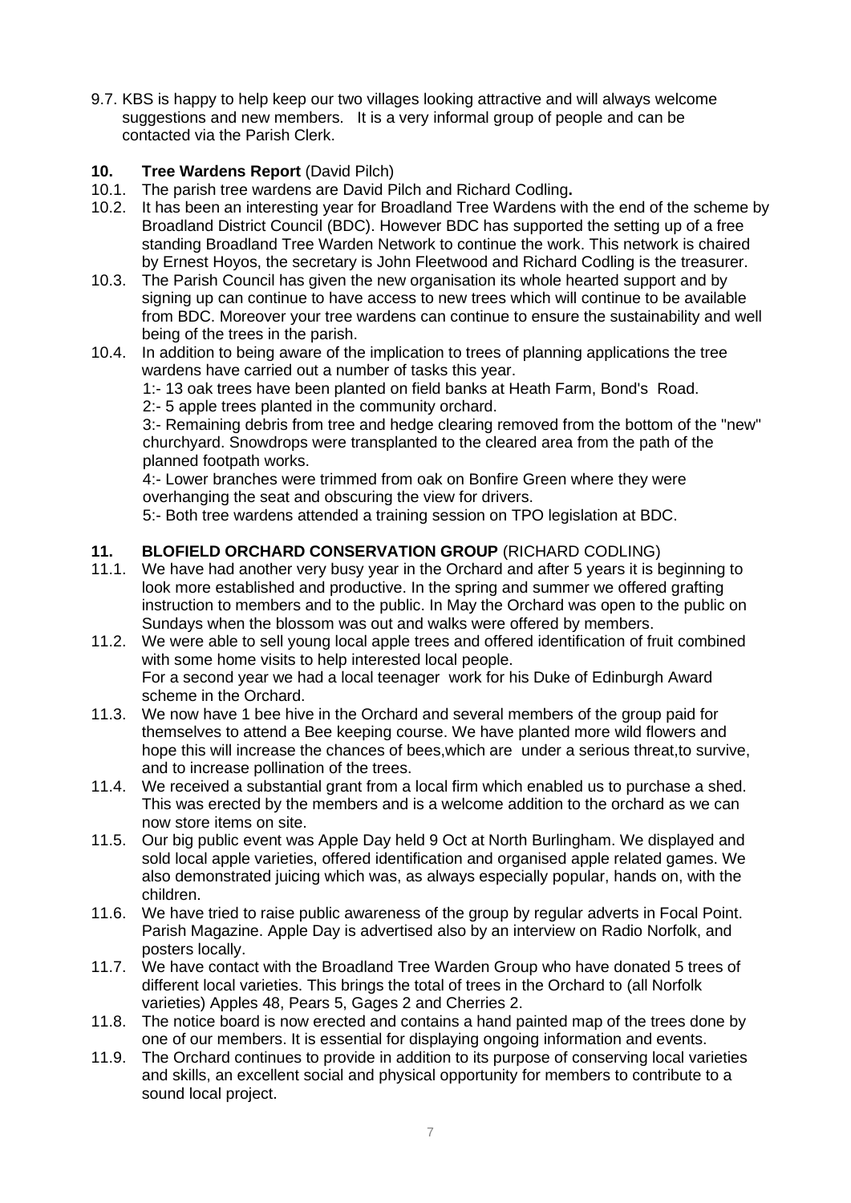9.7. KBS is happy to help keep our two villages looking attractive and will always welcome suggestions and new members. It is a very informal group of people and can be contacted via the Parish Clerk.

## 10. Tree Wardens Report (David Pilch)

10.1. The parish tree wardens are David Pilch and Richard Codling**.**

10.2. It has been an interesting year for Broadland Tree Wardens with the end of the scheme by Broadland District Council (BDC). However BDC has supported the setting up of a free standing Broadland Tree Warden Network to continue the work. This network is chaired by Ernest Hoyos, the secretary is John Fleetwood and Richard Codling is the treasurer.

10.3. The Parish Council has given the new organisation its whole hearted support and by signing up can continue to have access to new trees which will continue to be available from BDC. Moreover your tree wardens can continue to ensure the sustainability and well being of the trees in the parish.

10.4. In addition to being aware of the implication to trees of planning applications the tree wardens have carried out a number of tasks this year.

1:- 13 oak trees have been planted on field banks at Heath Farm, Bond's Road.

2:- 5 apple trees planted in the community orchard.

3:- Remaining debris from tree and hedge clearing removed from the bottom of the "new" churchyard. Snowdrops were transplanted to the cleared area from the path of the planned footpath works.

4:- Lower branches were trimmed from oak on Bonfire Green where they were overhanging the seat and obscuring the view for drivers.

5:- Both tree wardens attended a training session on TPO legislation at BDC.

## 11. BLOFIELD ORCHARD CONSERVATION GROUP (RICHARD CODLING)

11.1. We have had another very busy year in the Orchard and after 5 years it is beginning to look more established and productive. In the spring and summer we offered grafting instruction to members and to the public. In May the Orchard was open to the public on Sundays when the blossom was out and walks were offered by members.

11.2. We were able to sell young local apple trees and offered identification of fruit combined with some home visits to help interested local people.
For a second year we had a local teenager work for his Duke of Edinburgh Award scheme in the Orchard.

11.3. We now have 1 bee hive in the Orchard and several members of the group paid for themselves to attend a Bee keeping course. We have planted more wild flowers and hope this will increase the chances of bees,which are under a serious threat,to survive, and to increase pollination of the trees.

11.4. We received a substantial grant from a local firm which enabled us to purchase a shed. This was erected by the members and is a welcome addition to the orchard as we can now store items on site.

11.5. Our big public event was Apple Day held 9 Oct at North Burlingham. We displayed and sold local apple varieties, offered identification and organised apple related games. We also demonstrated juicing which was, as always especially popular, hands on, with the children.

11.6. We have tried to raise public awareness of the group by regular adverts in Focal Point. Parish Magazine. Apple Day is advertised also by an interview on Radio Norfolk, and posters locally.

11.7. We have contact with the Broadland Tree Warden Group who have donated 5 trees of different local varieties. This brings the total of trees in the Orchard to (all Norfolk varieties) Apples 48, Pears 5, Gages 2 and Cherries 2.

11.8. The notice board is now erected and contains a hand painted map of the trees done by one of our members. It is essential for displaying ongoing information and events.

11.9. The Orchard continues to provide in addition to its purpose of conserving local varieties and skills, an excellent social and physical opportunity for members to contribute to a sound local project.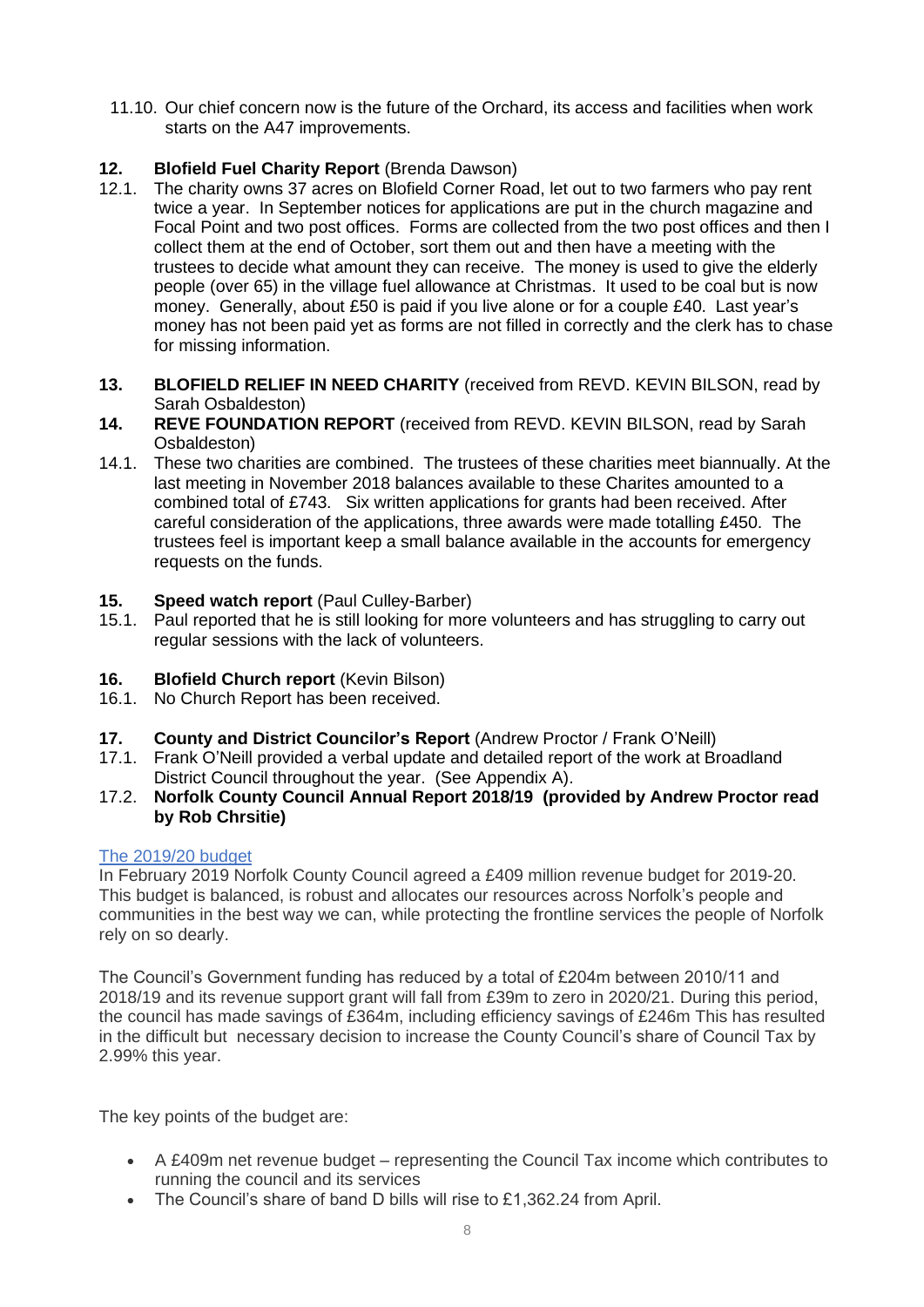11.10. Our chief concern now is the future of the Orchard, its access and facilities when work starts on the A47 improvements.

**12. Blofield Fuel Charity Report** (Brenda Dawson)

12.1. The charity owns 37 acres on Blofield Corner Road, let out to two farmers who pay rent twice a year. In September notices for applications are put in the church magazine and Focal Point and two post offices. Forms are collected from the two post offices and then I collect them at the end of October, sort them out and then have a meeting with the trustees to decide what amount they can receive. The money is used to give the elderly people (over 65) in the village fuel allowance at Christmas. It used to be coal but is now money. Generally, about £50 is paid if you live alone or for a couple £40. Last year's money has not been paid yet as forms are not filled in correctly and the clerk has to chase for missing information.

**13. BLOFIELD RELIEF IN NEED CHARITY** (received from REVD. KEVIN BILSON, read by Sarah Osbaldeston)

**14. REVE FOUNDATION REPORT** (received from REVD. KEVIN BILSON, read by Sarah Osbaldeston)

14.1. These two charities are combined. The trustees of these charities meet biannually. At the last meeting in November 2018 balances available to these Charites amounted to a combined total of £743. Six written applications for grants had been received. After careful consideration of the applications, three awards were made totalling £450. The trustees feel is important keep a small balance available in the accounts for emergency requests on the funds.

**15. Speed watch report** (Paul Culley-Barber)

15.1. Paul reported that he is still looking for more volunteers and has struggling to carry out regular sessions with the lack of volunteers.

**16. Blofield Church report** (Kevin Bilson)

16.1. No Church Report has been received.

**17. County and District Councilor's Report** (Andrew Proctor / Frank O'Neill)

17.1. Frank O'Neill provided a verbal update and detailed report of the work at Broadland District Council throughout the year. (See Appendix A).

17.2. **Norfolk County Council Annual Report 2018/19 (provided by Andrew Proctor read by Rob Chrsitie)**

The 2019/20 budget

In February 2019 Norfolk County Council agreed a £409 million revenue budget for 2019-20. This budget is balanced, is robust and allocates our resources across Norfolk's people and communities in the best way we can, while protecting the frontline services the people of Norfolk rely on so dearly.

The Council's Government funding has reduced by a total of £204m between 2010/11 and 2018/19 and its revenue support grant will fall from £39m to zero in 2020/21. During this period, the council has made savings of £364m, including efficiency savings of £246m This has resulted in the difficult but necessary decision to increase the County Council's share of Council Tax by 2.99% this year.

The key points of the budget are:

- A £409m net revenue budget – representing the Council Tax income which contributes to running the council and its services
- The Council's share of band D bills will rise to £1,362.24 from April.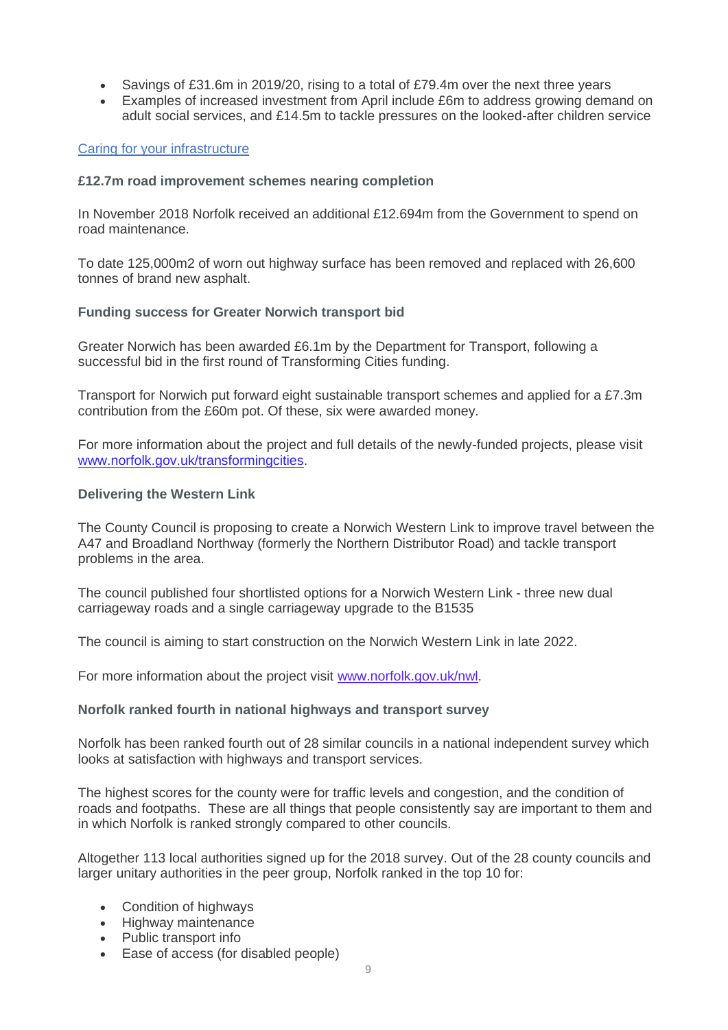- Savings of £31.6m in 2019/20, rising to a total of £79.4m over the next three years
- Examples of increased investment from April include £6m to address growing demand on adult social services, and £14.5m to tackle pressures on the looked-after children service

[Caring for your infrastructure]

**£12.7m road improvement schemes nearing completion**

In November 2018 Norfolk received an additional £12.694m from the Government to spend on road maintenance.

To date 125,000m2 of worn out highway surface has been removed and replaced with 26,600 tonnes of brand new asphalt.

**Funding success for Greater Norwich transport bid**

Greater Norwich has been awarded £6.1m by the Department for Transport, following a successful bid in the first round of Transforming Cities funding.

Transport for Norwich put forward eight sustainable transport schemes and applied for a £7.3m contribution from the £60m pot. Of these, six were awarded money.

For more information about the project and full details of the newly-funded projects, please visit www.norfolk.gov.uk/transformingcities.

**Delivering the Western Link**

The County Council is proposing to create a Norwich Western Link to improve travel between the A47 and Broadland Northway (formerly the Northern Distributor Road) and tackle transport problems in the area.

The council published four shortlisted options for a Norwich Western Link - three new dual carriageway roads and a single carriageway upgrade to the B1535

The council is aiming to start construction on the Norwich Western Link in late 2022.

For more information about the project visit www.norfolk.gov.uk/nwl.

**Norfolk ranked fourth in national highways and transport survey**

Norfolk has been ranked fourth out of 28 similar councils in a national independent survey which looks at satisfaction with highways and transport services.

The highest scores for the county were for traffic levels and congestion, and the condition of roads and footpaths. These are all things that people consistently say are important to them and in which Norfolk is ranked strongly compared to other councils.

Altogether 113 local authorities signed up for the 2018 survey. Out of the 28 county councils and larger unitary authorities in the peer group, Norfolk ranked in the top 10 for:

- Condition of highways
- Highway maintenance
- Public transport info
- Ease of access (for disabled people)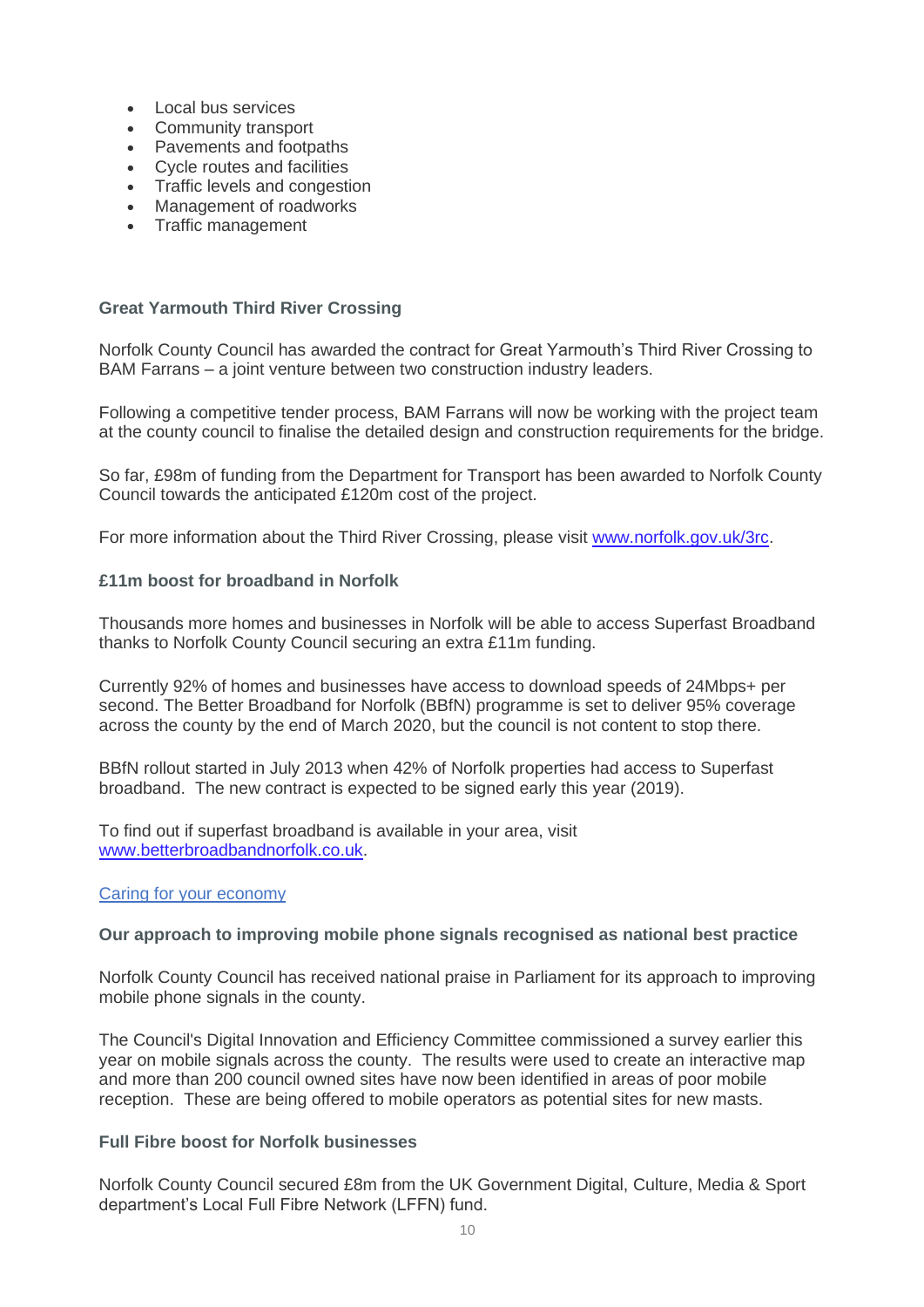- Local bus services
- Community transport
- Pavements and footpaths
- Cycle routes and facilities
- Traffic levels and congestion
- Management of roadworks
- Traffic management

**Great Yarmouth Third River Crossing**

Norfolk County Council has awarded the contract for Great Yarmouth's Third River Crossing to BAM Farrans – a joint venture between two construction industry leaders.

Following a competitive tender process, BAM Farrans will now be working with the project team at the county council to finalise the detailed design and construction requirements for the bridge.

So far, £98m of funding from the Department for Transport has been awarded to Norfolk County Council towards the anticipated £120m cost of the project.

For more information about the Third River Crossing, please visit [www.norfolk.gov.uk/3rc](www.norfolk.gov.uk/3rc).

**£11m boost for broadband in Norfolk**

Thousands more homes and businesses in Norfolk will be able to access Superfast Broadband thanks to Norfolk County Council securing an extra £11m funding.

Currently 92% of homes and businesses have access to download speeds of 24Mbps+ per second. The Better Broadband for Norfolk (BBfN) programme is set to deliver 95% coverage across the county by the end of March 2020, but the council is not content to stop there.

BBfN rollout started in July 2013 when 42% of Norfolk properties had access to Superfast broadband. The new contract is expected to be signed early this year (2019).

To find out if superfast broadband is available in your area, visit [www.betterbroadbandnorfolk.co.uk](www.betterbroadbandnorfolk.co.uk).

Caring for your economy

**Our approach to improving mobile phone signals recognised as national best practice**

Norfolk County Council has received national praise in Parliament for its approach to improving mobile phone signals in the county.

The Council's Digital Innovation and Efficiency Committee commissioned a survey earlier this year on mobile signals across the county. The results were used to create an interactive map and more than 200 council owned sites have now been identified in areas of poor mobile reception. These are being offered to mobile operators as potential sites for new masts.

**Full Fibre boost for Norfolk businesses**

Norfolk County Council secured £8m from the UK Government Digital, Culture, Media & Sport department's Local Full Fibre Network (LFFN) fund.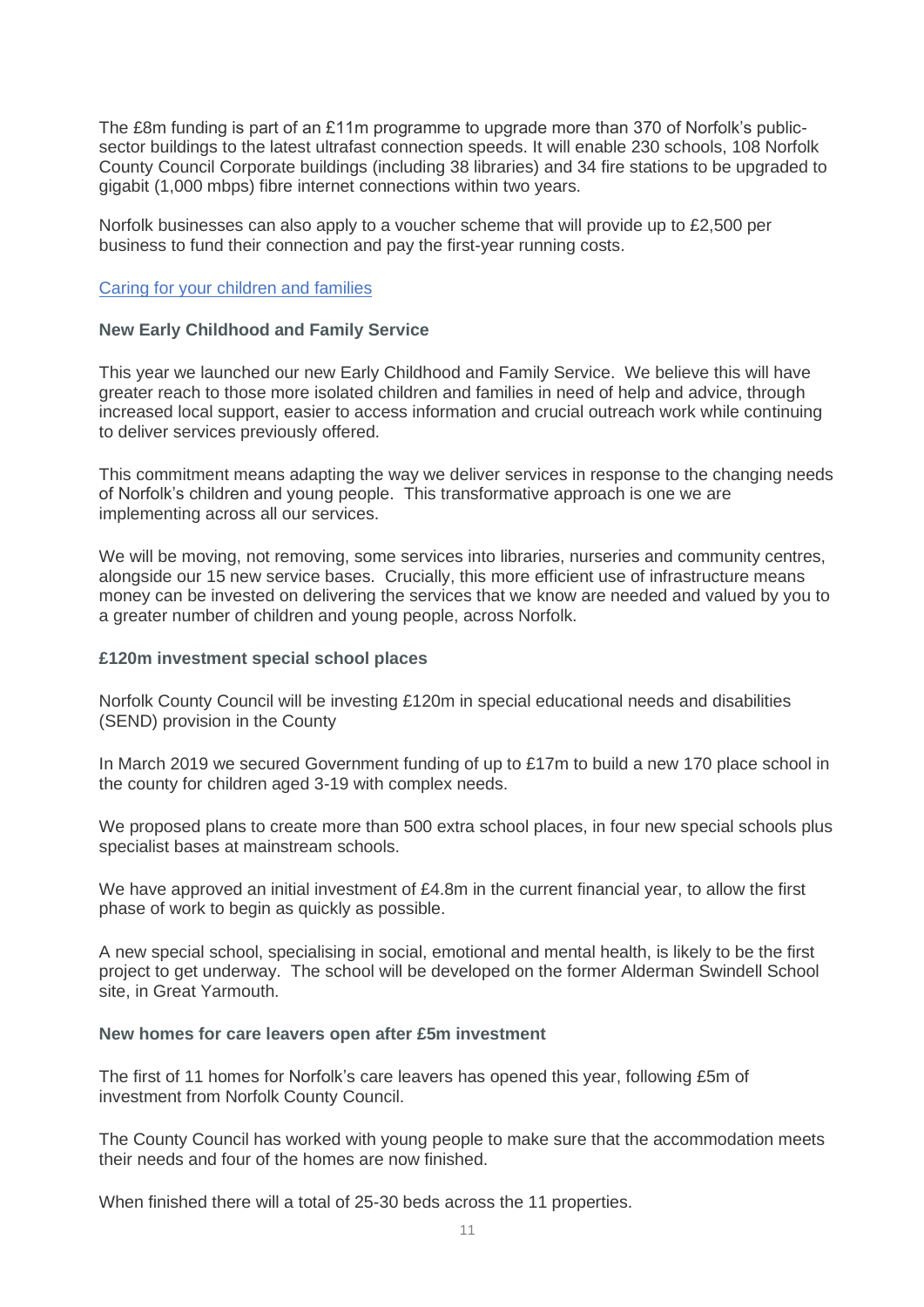The £8m funding is part of an £11m programme to upgrade more than 370 of Norfolk's public-sector buildings to the latest ultrafast connection speeds. It will enable 230 schools, 108 Norfolk County Council Corporate buildings (including 38 libraries) and 34 fire stations to be upgraded to gigabit (1,000 mbps) fibre internet connections within two years.

Norfolk businesses can also apply to a voucher scheme that will provide up to £2,500 per business to fund their connection and pay the first-year running costs.

## Caring for your children and families

### New Early Childhood and Family Service

This year we launched our new Early Childhood and Family Service. We believe this will have greater reach to those more isolated children and families in need of help and advice, through increased local support, easier to access information and crucial outreach work while continuing to deliver services previously offered.

This commitment means adapting the way we deliver services in response to the changing needs of Norfolk's children and young people. This transformative approach is one we are implementing across all our services.

We will be moving, not removing, some services into libraries, nurseries and community centres, alongside our 15 new service bases. Crucially, this more efficient use of infrastructure means money can be invested on delivering the services that we know are needed and valued by you to a greater number of children and young people, across Norfolk.

### £120m investment special school places

Norfolk County Council will be investing £120m in special educational needs and disabilities (SEND) provision in the County

In March 2019 we secured Government funding of up to £17m to build a new 170 place school in the county for children aged 3-19 with complex needs.

We proposed plans to create more than 500 extra school places, in four new special schools plus specialist bases at mainstream schools.

We have approved an initial investment of £4.8m in the current financial year, to allow the first phase of work to begin as quickly as possible.

A new special school, specialising in social, emotional and mental health, is likely to be the first project to get underway. The school will be developed on the former Alderman Swindell School site, in Great Yarmouth.

### New homes for care leavers open after £5m investment

The first of 11 homes for Norfolk's care leavers has opened this year, following £5m of investment from Norfolk County Council.

The County Council has worked with young people to make sure that the accommodation meets their needs and four of the homes are now finished.

When finished there will a total of 25-30 beds across the 11 properties.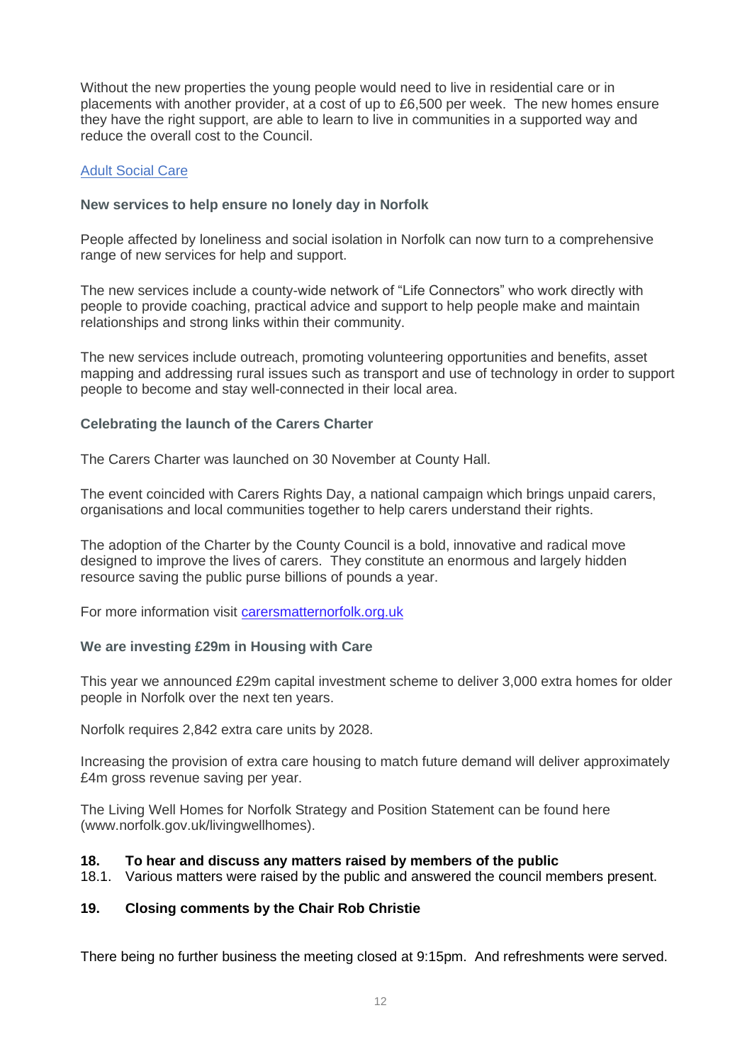Without the new properties the young people would need to live in residential care or in placements with another provider, at a cost of up to £6,500 per week. The new homes ensure they have the right support, are able to learn to live in communities in a supported way and reduce the overall cost to the Council.

[Adult Social Care]

**New services to help ensure no lonely day in Norfolk**

People affected by loneliness and social isolation in Norfolk can now turn to a comprehensive range of new services for help and support.

The new services include a county-wide network of "Life Connectors" who work directly with people to provide coaching, practical advice and support to help people make and maintain relationships and strong links within their community.

The new services include outreach, promoting volunteering opportunities and benefits, asset mapping and addressing rural issues such as transport and use of technology in order to support people to become and stay well-connected in their local area.

**Celebrating the launch of the Carers Charter**

The Carers Charter was launched on 30 November at County Hall.

The event coincided with Carers Rights Day, a national campaign which brings unpaid carers, organisations and local communities together to help carers understand their rights.

The adoption of the Charter by the County Council is a bold, innovative and radical move designed to improve the lives of carers. They constitute an enormous and largely hidden resource saving the public purse billions of pounds a year.

For more information visit [carersmatternorfolk.org.uk]

**We are investing £29m in Housing with Care**

This year we announced £29m capital investment scheme to deliver 3,000 extra homes for older people in Norfolk over the next ten years.

Norfolk requires 2,842 extra care units by 2028.

Increasing the provision of extra care housing to match future demand will deliver approximately £4m gross revenue saving per year.

The Living Well Homes for Norfolk Strategy and Position Statement can be found here (www.norfolk.gov.uk/livingwellhomes).

## 18. To hear and discuss any matters raised by members of the public

18.1. Various matters were raised by the public and answered the council members present.

## 19. Closing comments by the Chair Rob Christie

There being no further business the meeting closed at 9:15pm. And refreshments were served.